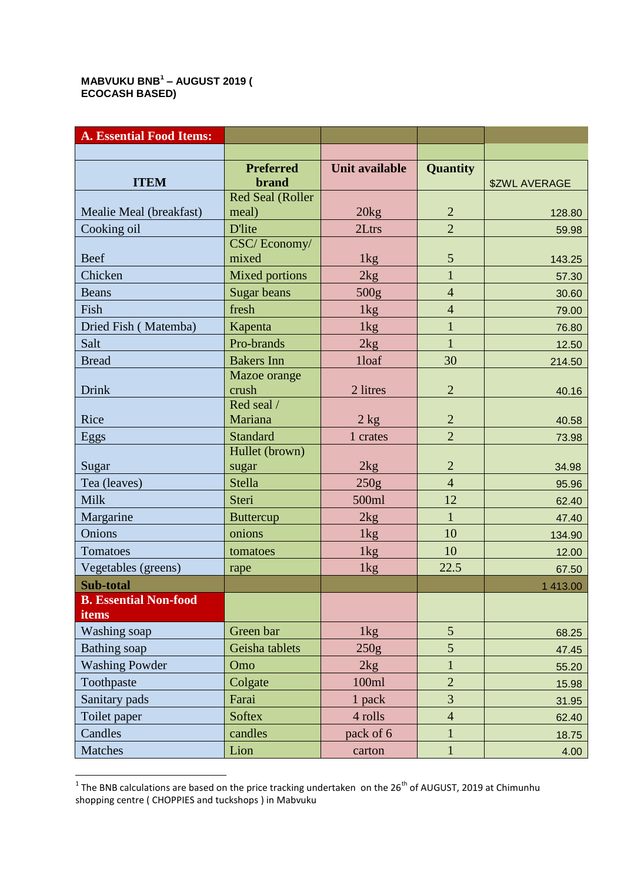MABVUKU BNB[1] – AUGUST 2019 ( ECOCASH BASED)

| A. Essential Food Items: | | | | |
|---|---|---|---|---|
| | | | | |
| ITEM | Preferred brand | Unit available | Quantity | $ZWL AVERAGE |
| Mealie Meal (breakfast) | Red Seal (Roller meal) | 20kg | 2 | 128.80 |
| Cooking oil | D'lite | 2Ltrs | 2 | 59.98 |
| Beef | CSC/ Economy/ mixed | 1kg | 5 | 143.25 |
| Chicken | Mixed portions | 2kg | 1 | 57.30 |
| Beans | Sugar beans | 500g | 4 | 30.60 |
| Fish | fresh | 1kg | 4 | 79.00 |
| Dried Fish ( Matemba) | Kapenta | 1kg | 1 | 76.80 |
| Salt | Pro-brands | 2kg | 1 | 12.50 |
| Bread | Bakers Inn | 1loaf | 30 | 214.50 |
| Drink | Mazoe orange crush | 2 litres | 2 | 40.16 |
| Rice | Red seal / Mariana | 2 kg | 2 | 40.58 |
| Eggs | Standard | 1 crates | 2 | 73.98 |
| Sugar | Hullet (brown) sugar | 2kg | 2 | 34.98 |
| Tea (leaves) | Stella | 250g | 4 | 95.96 |
| Milk | Steri | 500ml | 12 | 62.40 |
| Margarine | Buttercup | 2kg | 1 | 47.40 |
| Onions | onions | 1kg | 10 | 134.90 |
| Tomatoes | tomatoes | 1kg | 10 | 12.00 |
| Vegetables (greens) | rape | 1kg | 22.5 | 67.50 |
| **Sub-total** | | | | 1 413.00 |
| **B. Essential Non-food items** | | | | |
| Washing soap | Green bar | 1kg | 5 | 68.25 |
| Bathing soap | Geisha tablets | 250g | 5 | 47.45 |
| Washing Powder | Omo | 2kg | 1 | 55.20 |
| Toothpaste | Colgate | 100ml | 2 | 15.98 |
| Sanitary pads | Farai | 1 pack | 3 | 31.95 |
| Toilet paper | Softex | 4 rolls | 4 | 62.40 |
| Candles | candles | pack of 6 | 1 | 18.75 |
| Matches | Lion | carton | 1 | 4.00 |

[1] The BNB calculations are based on the price tracking undertaken on the 26th of AUGUST, 2019 at Chimunhu shopping centre ( CHOPPIES and tuckshops ) in Mabvuku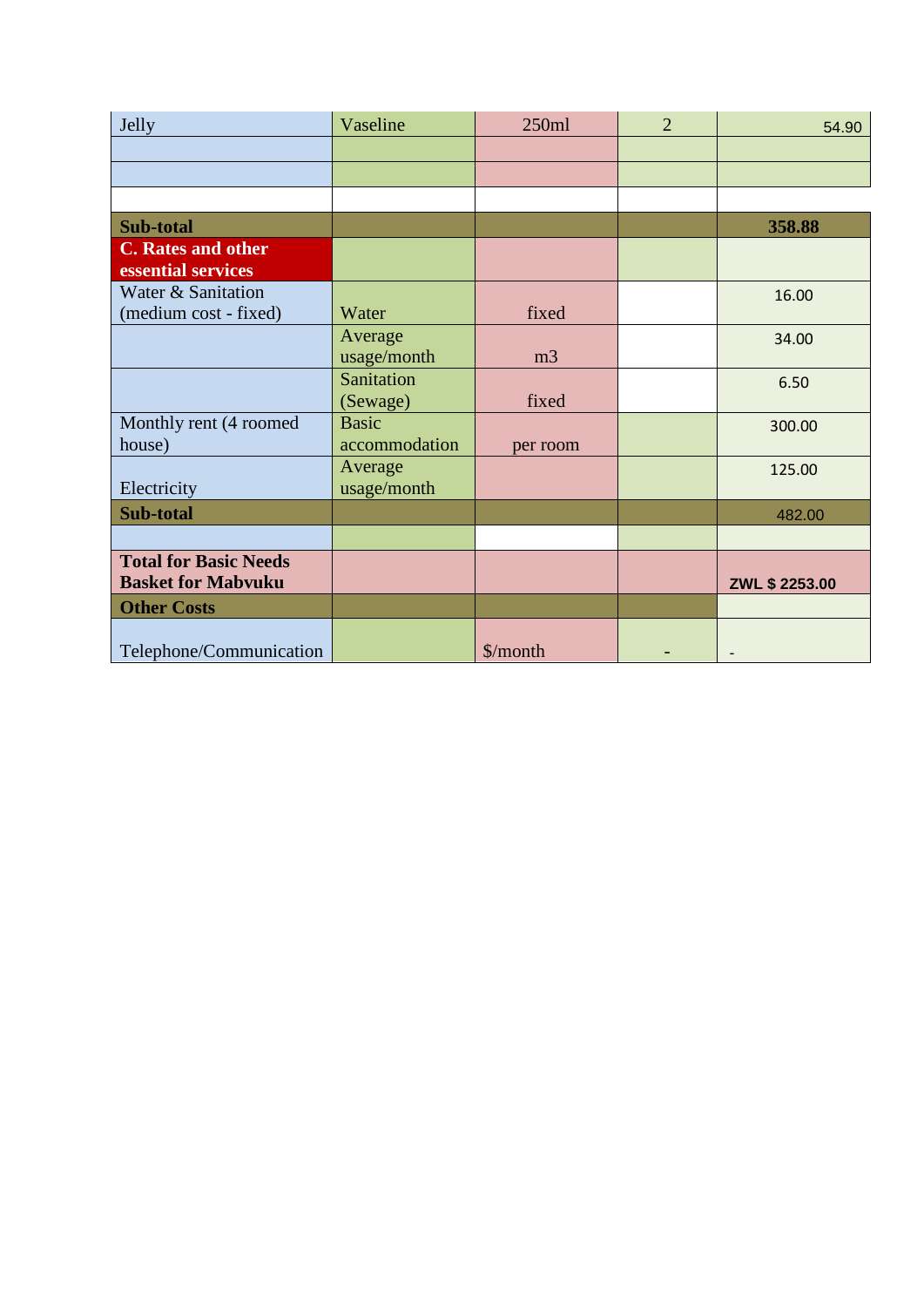| | | | | |
|---|---|---|---|---|
| Jelly | Vaseline | 250ml | 2 | 54.90 |
| | | | | |
| | | | | |
| | | | | |
| **Sub-total** | | | | **358.88** |
| **C. Rates and other essential services** | | | | |
| Water & Sanitation (medium cost - fixed) | Water | fixed | | 16.00 |
| | Average usage/month | m3 | | 34.00 |
| | Sanitation (Sewage) | fixed | | 6.50 |
| Monthly rent (4 roomed house) | Basic accommodation | per room | | 300.00 |
| Electricity | Average usage/month | | | 125.00 |
| **Sub-total** | | | | 482.00 |
| | | | | |
| **Total for Basic Needs Basket for Mabvuku** | | | | **ZWL $ 2253.00** |
| **Other Costs** | | | | |
| Telephone/Communication | | $/month | - | - |